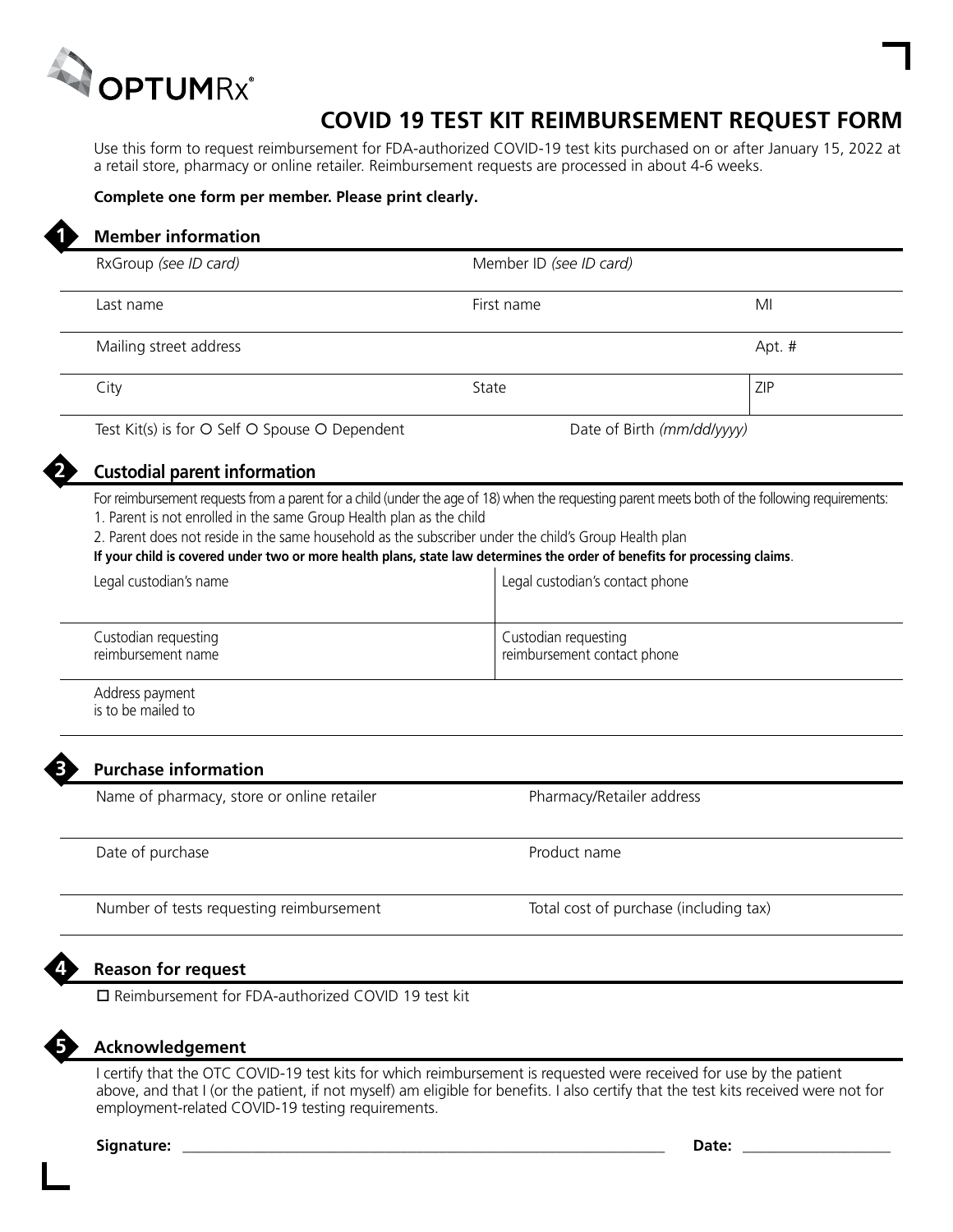OPTUMRx®

# COVID 19 TEST KIT REIMBURSEMENT REQUEST FORM

Use this form to request reimbursement for FDA-authorized COVID-19 test kits purchased on or after January 15, 2022 at a retail store, pharmacy or online retailer. Reimbursement requests are processed in about 4-6 weeks.

**Complete one form per member. Please print clearly.**

## 1 Member information

| RxGroup *(see ID card)* | Member ID *(see ID card)* | |
|---|---|---|
| Last name | First name | MI |
| Mailing street address | | Apt. # |
| City | State | ZIP |

Test Kit(s) is for O Self O Spouse O Dependent Date of Birth *(mm/dd/yyyy)*

## 2 Custodial parent information

For reimbursement requests from a parent for a child (under the age of 18) when the requesting parent meets both of the following requirements:

1. Parent is not enrolled in the same Group Health plan as the child
2. Parent does not reside in the same household as the subscriber under the child's Group Health plan

**If your child is covered under two or more health plans, state law determines the order of benefits for processing claims**.

| Legal custodian's name | Legal custodian's contact phone |
|---|---|
| Custodian requesting reimbursement name | Custodian requesting reimbursement contact phone |
| Address payment is to be mailed to | |

## 3 Purchase information

| Name of pharmacy, store or online retailer | Pharmacy/Retailer address |
|---|---|
| Date of purchase | Product name |
| Number of tests requesting reimbursement | Total cost of purchase (including tax) |

## 4 Reason for request

☐ Reimbursement for FDA-authorized COVID 19 test kit

## 5 Acknowledgement

I certify that the OTC COVID-19 test kits for which reimbursement is requested were received for use by the patient above, and that I (or the patient, if not myself) am eligible for benefits. I also certify that the test kits received were not for employment-related COVID-19 testing requirements.

**Signature:** ______________________________ **Date:** ____________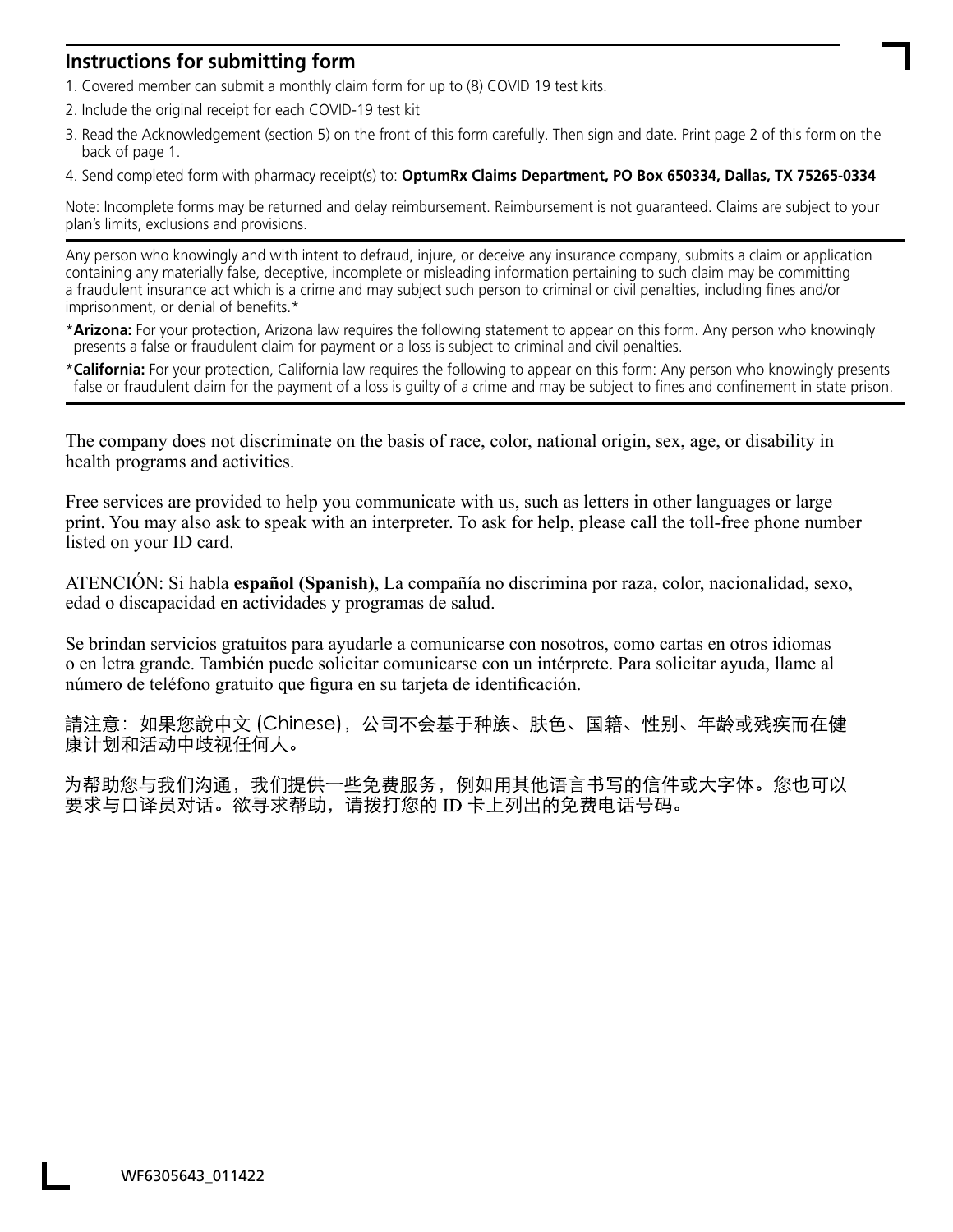## Instructions for submitting form

1. Covered member can submit a monthly claim form for up to (8) COVID 19 test kits.
2. Include the original receipt for each COVID-19 test kit
3. Read the Acknowledgement (section 5) on the front of this form carefully. Then sign and date. Print page 2 of this form on the back of page 1.
4. Send completed form with pharmacy receipt(s) to: **OptumRx Claims Department, PO Box 650334, Dallas, TX 75265-0334**

Note: Incomplete forms may be returned and delay reimbursement. Reimbursement is not guaranteed. Claims are subject to your plan's limits, exclusions and provisions.

Any person who knowingly and with intent to defraud, injure, or deceive any insurance company, submits a claim or application containing any materially false, deceptive, incomplete or misleading information pertaining to such claim may be committing a fraudulent insurance act which is a crime and may subject such person to criminal or civil penalties, including fines and/or imprisonment, or denial of benefits.*

*__Arizona:__ For your protection, Arizona law requires the following statement to appear on this form. Any person who knowingly presents a false or fraudulent claim for payment or a loss is subject to criminal and civil penalties.

*__California:__ For your protection, California law requires the following to appear on this form: Any person who knowingly presents false or fraudulent claim for the payment of a loss is guilty of a crime and may be subject to fines and confinement in state prison.

The company does not discriminate on the basis of race, color, national origin, sex, age, or disability in health programs and activities.

Free services are provided to help you communicate with us, such as letters in other languages or large print. You may also ask to speak with an interpreter. To ask for help, please call the toll-free phone number listed on your ID card.

ATENCIÓN: Si habla **español (Spanish)**, La compañía no discrimina por raza, color, nacionalidad, sexo, edad o discapacidad en actividades y programas de salud.

Se brindan servicios gratuitos para ayudarle a comunicarse con nosotros, como cartas en otros idiomas o en letra grande. También puede solicitar comunicarse con un intérprete. Para solicitar ayuda, llame al número de teléfono gratuito que figura en su tarjeta de identificación.

請注意：如果您說中文 (Chinese)，公司不会基于种族、肤色、国籍、性别、年龄或残疾而在健康计划和活动中歧视任何人。

为帮助您与我们沟通，我们提供一些免费服务，例如用其他语言书写的信件或大字体。您也可以要求与口译员对话。欲寻求帮助，请拨打您的 ID 卡上列出的免费电话号码。

WF6305643_011422